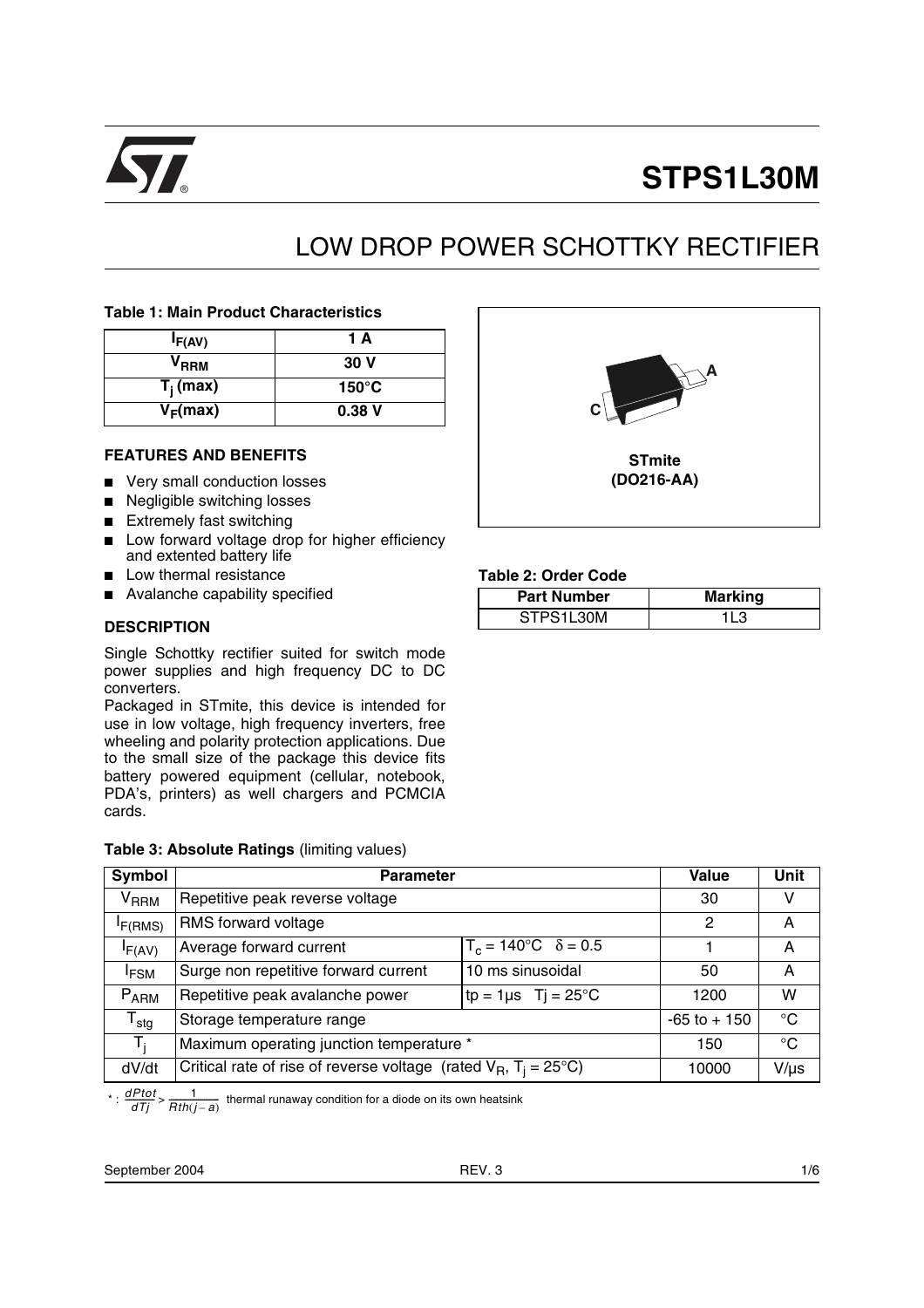# STPS1L30M

## LOW DROP POWER SCHOTTKY RECTIFIER

**Table 1: Main Product Characteristics**

| | |
|---|---|
| $I_{F(AV)}$ | 1 A |
| $V_{RRM}$ | 30 V |
| $T_j$ (max) | 150°C |
| $V_F$(max) | 0.38 V |

STmite (DO216-AA)

### FEATURES AND BENEFITS

- Very small conduction losses
- Negligible switching losses
- Extremely fast switching
- Low forward voltage drop for higher efficiency and extented battery life
- Low thermal resistance
- Avalanche capability specified

### DESCRIPTION

Single Schottky rectifier suited for switch mode power supplies and high frequency DC to DC converters.

Packaged in STmite, this device is intended for use in low voltage, high frequency inverters, free wheeling and polarity protection applications. Due to the small size of the package this device fits battery powered equipment (cellular, notebook, PDA's, printers) as well chargers and PCMCIA cards.

**Table 2: Order Code**

| Part Number | Marking |
|---|---|
| STPS1L30M | 1L3 |

**Table 3: Absolute Ratings** (limiting values)

| Symbol | Parameter | | Value | Unit |
|---|---|---|---|---|
| $V_{RRM}$ | Repetitive peak reverse voltage | | 30 | V |
| $I_{F(RMS)}$ | RMS forward voltage | | 2 | A |
| $I_{F(AV)}$ | Average forward current | $T_c$ = 140°C $\delta$ = 0.5 | 1 | A |
| $I_{FSM}$ | Surge non repetitive forward current | 10 ms sinusoidal | 50 | A |
| $P_{ARM}$ | Repetitive peak avalanche power | tp = 1µs Tj = 25°C | 1200 | W |
| $T_{stg}$ | Storage temperature range | | -65 to + 150 | °C |
| $T_j$ | Maximum operating junction temperature * | | 150 | °C |
| dV/dt | Critical rate of rise of reverse voltage (rated $V_R$, $T_j$ = 25°C) | | 10000 | V/µs |

* : $\frac{dPtot}{dTj} > \frac{1}{Rth(j-a)}$ thermal runaway condition for a diode on its own heatsink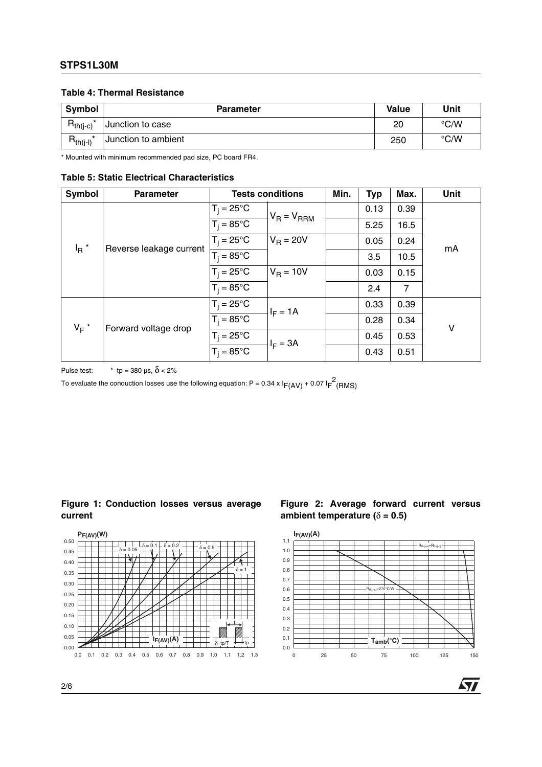### Table 4: Thermal Resistance

| Symbol | Parameter | Value | Unit |
|---|---|---|---|
| $R_{th(j-c)}$ * | Junction to case | 20 | °C/W |
| $R_{th(j-l)}$ * | Junction to ambient | 250 | °C/W |

* Mounted with minimum recommended pad size, PC board FR4.

### Table 5: Static Electrical Characteristics

| Symbol | Parameter | Tests conditions | | Min. | Typ | Max. | Unit |
|---|---|---|---|---|---|---|---|
| $I_R$ * | Reverse leakage current | $T_j = 25°C$ | $V_R = V_{RRM}$ | | 0.13 | 0.39 | mA |
| | | $T_j = 85°C$ | | | 5.25 | 16.5 | |
| | | $T_j = 25°C$ | $V_R = 20V$ | | 0.05 | 0.24 | |
| | | $T_j = 85°C$ | | | 3.5 | 10.5 | |
| | | $T_j = 25°C$ | $V_R = 10V$ | | 0.03 | 0.15 | |
| | | $T_j = 85°C$ | | | 2.4 | 7 | |
| $V_F$ * | Forward voltage drop | $T_j = 25°C$ | $I_F = 1A$ | | 0.33 | 0.39 | V |
| | | $T_j = 85°C$ | | | 0.28 | 0.34 | |
| | | $T_j = 25°C$ | $I_F = 3A$ | | 0.45 | 0.53 | |
| | | $T_j = 85°C$ | | | 0.43 | 0.51 | |

Pulse test: * tp = 380 µs, $\delta < 2\%$

To evaluate the conduction losses use the following equation: $P = 0.34 \times I_{F(AV)} + 0.07\, I_{F}^{2}{}_{(RMS)}$

**Figure 1: Conduction losses versus average current**

**Figure 2: Average forward current versus ambient temperature ($\delta$ = 0.5)**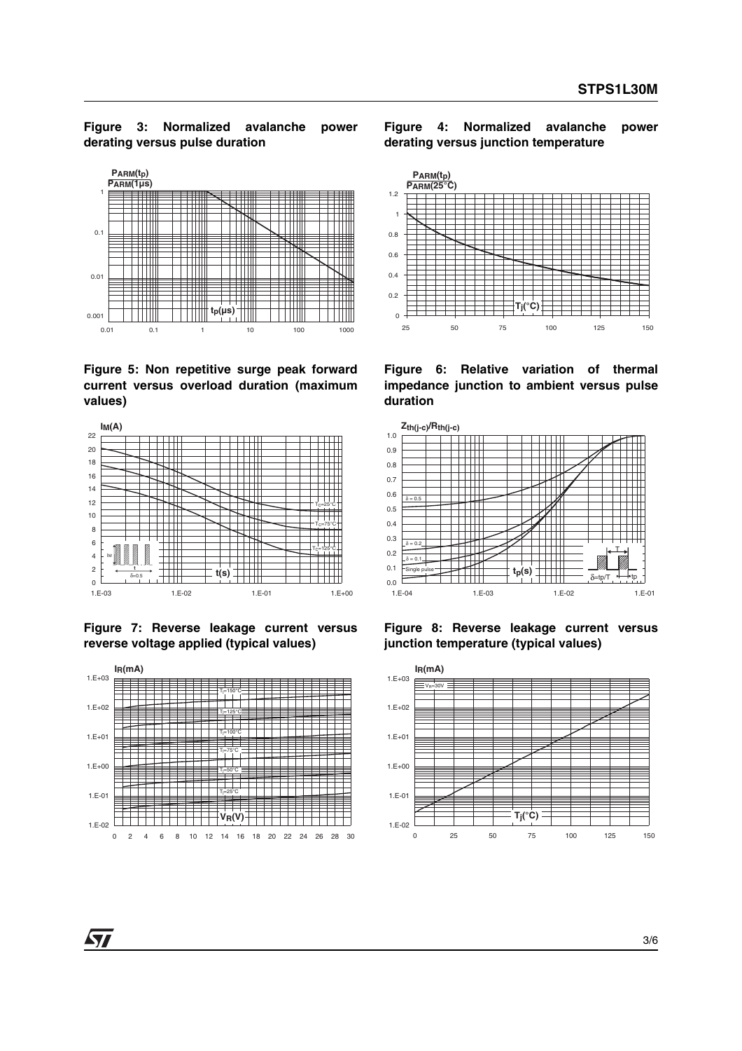**Figure 3: Normalized avalanche power derating versus pulse duration**

**Figure 4: Normalized avalanche power derating versus junction temperature**

**Figure 5: Non repetitive surge peak forward current versus overload duration (maximum values)**

**Figure 6: Relative variation of thermal impedance junction to ambient versus pulse duration**

**Figure 7: Reverse leakage current versus reverse voltage applied (typical values)**

**Figure 8: Reverse leakage current versus junction temperature (typical values)**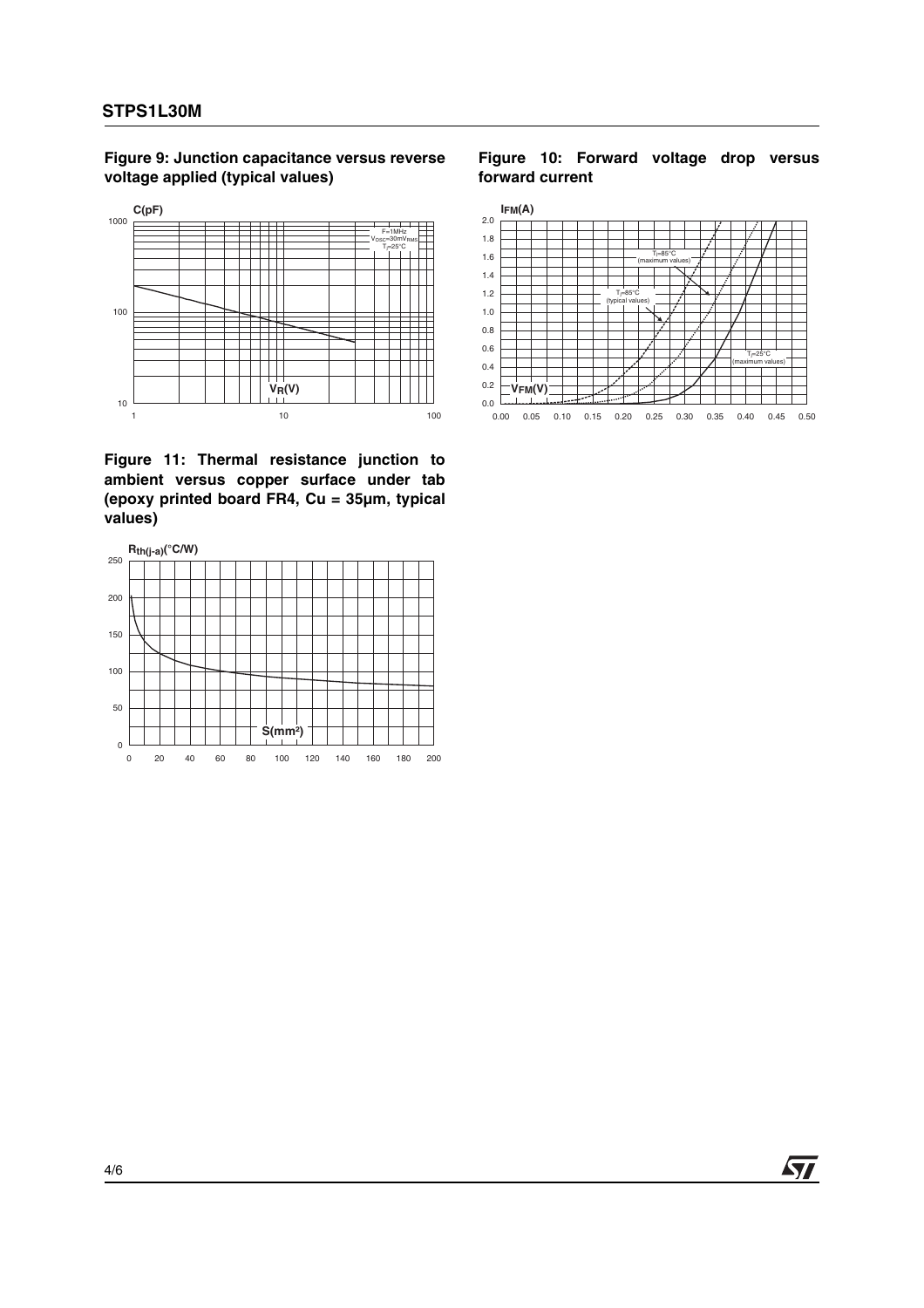**Figure 9: Junction capacitance versus reverse voltage applied (typical values)**

**Figure 10: Forward voltage drop versus forward current**

**Figure 11: Thermal resistance junction to ambient versus copper surface under tab (epoxy printed board FR4, Cu = 35µm, typical values)**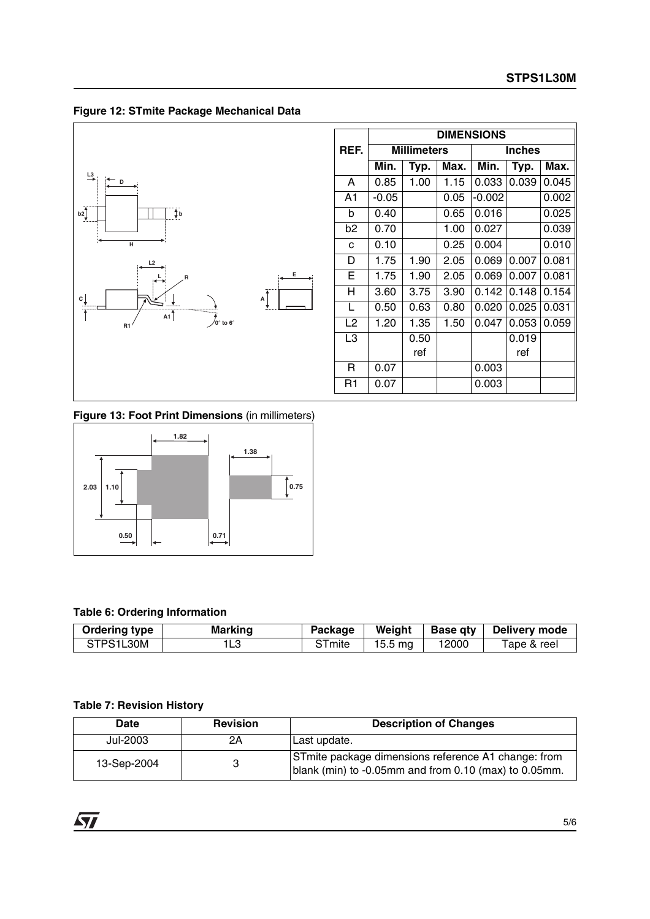**Figure 12: STmite Package Mechanical Data**

| REF. | DIMENSIONS | | | | | |
|---|---|---|---|---|---|---|
| | Millimeters | | | Inches | | |
| | Min. | Typ. | Max. | Min. | Typ. | Max. |
| A | 0.85 | 1.00 | 1.15 | 0.033 | 0.039 | 0.045 |
| A1 | -0.05 | | 0.05 | -0.002 | | 0.002 |
| b | 0.40 | | 0.65 | 0.016 | | 0.025 |
| b2 | 0.70 | | 1.00 | 0.027 | | 0.039 |
| c | 0.10 | | 0.25 | 0.004 | | 0.010 |
| D | 1.75 | 1.90 | 2.05 | 0.069 | 0.007 | 0.081 |
| E | 1.75 | 1.90 | 2.05 | 0.069 | 0.007 | 0.081 |
| H | 3.60 | 3.75 | 3.90 | 0.142 | 0.148 | 0.154 |
| L | 0.50 | 0.63 | 0.80 | 0.020 | 0.025 | 0.031 |
| L2 | 1.20 | 1.35 | 1.50 | 0.047 | 0.053 | 0.059 |
| L3 | | 0.50 ref | | | 0.019 ref | |
| R | 0.07 | | | 0.003 | | |
| R1 | 0.07 | | | 0.003 | | |

**Figure 13: Foot Print Dimensions** (in millimeters)

**Table 6: Ordering Information**

| Ordering type | Marking | Package | Weight | Base qty | Delivery mode |
|---|---|---|---|---|---|
| STPS1L30M | 1L3 | STmite | 15.5 mg | 12000 | Tape & reel |

**Table 7: Revision History**

| Date | Revision | Description of Changes |
|---|---|---|
| Jul-2003 | 2A | Last update. |
| 13-Sep-2004 | 3 | STmite package dimensions reference A1 change: from blank (min) to -0.05mm and from 0.10 (max) to 0.05mm. |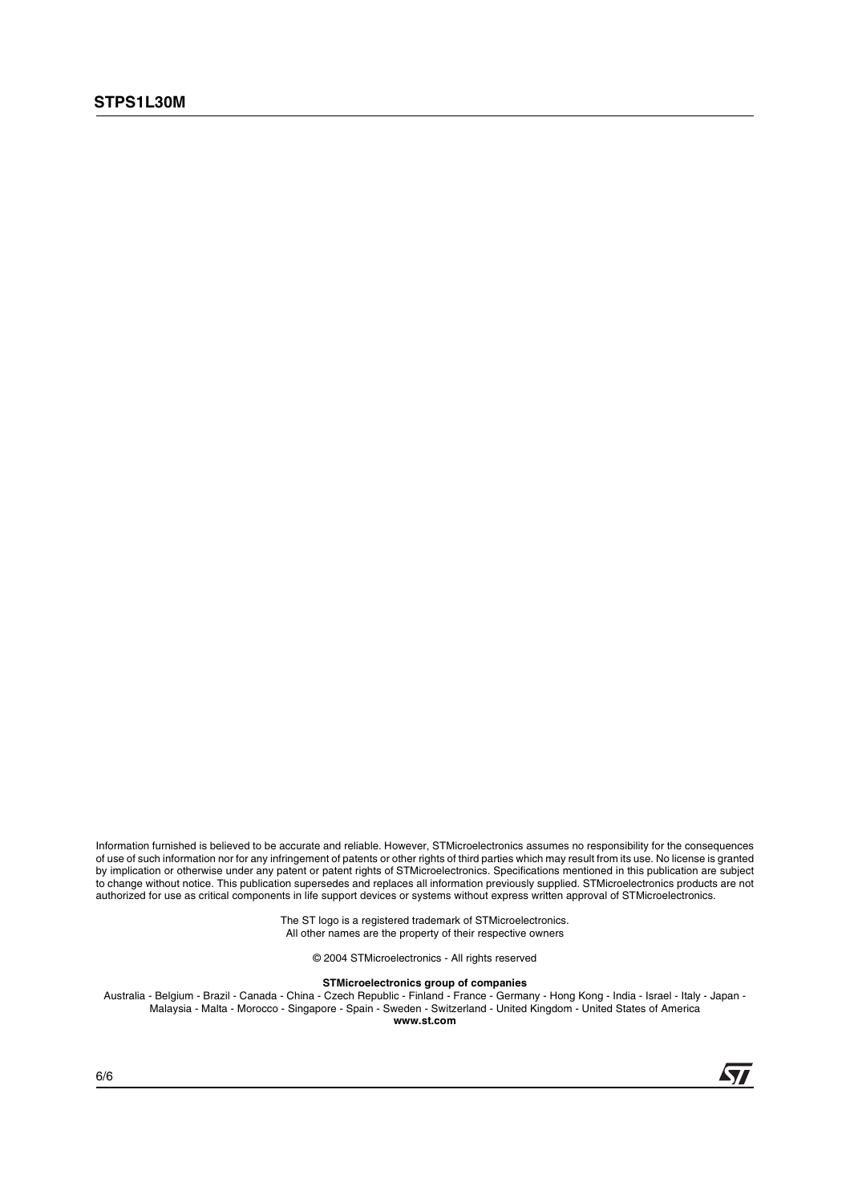Information furnished is believed to be accurate and reliable. However, STMicroelectronics assumes no responsibility for the consequences of use of such information nor for any infringement of patents or other rights of third parties which may result from its use. No license is granted by implication or otherwise under any patent or patent rights of STMicroelectronics. Specifications mentioned in this publication are subject to change without notice. This publication supersedes and replaces all information previously supplied. STMicroelectronics products are not authorized for use as critical components in life support devices or systems without express written approval of STMicroelectronics.

The ST logo is a registered trademark of STMicroelectronics.
All other names are the property of their respective owners

© 2004 STMicroelectronics - All rights reserved

**STMicroelectronics group of companies**

Australia - Belgium - Brazil - Canada - China - Czech Republic - Finland - France - Germany - Hong Kong - India - Israel - Italy - Japan - Malaysia - Malta - Morocco - Singapore - Spain - Sweden - Switzerland - United Kingdom - United States of America

**www.st.com**